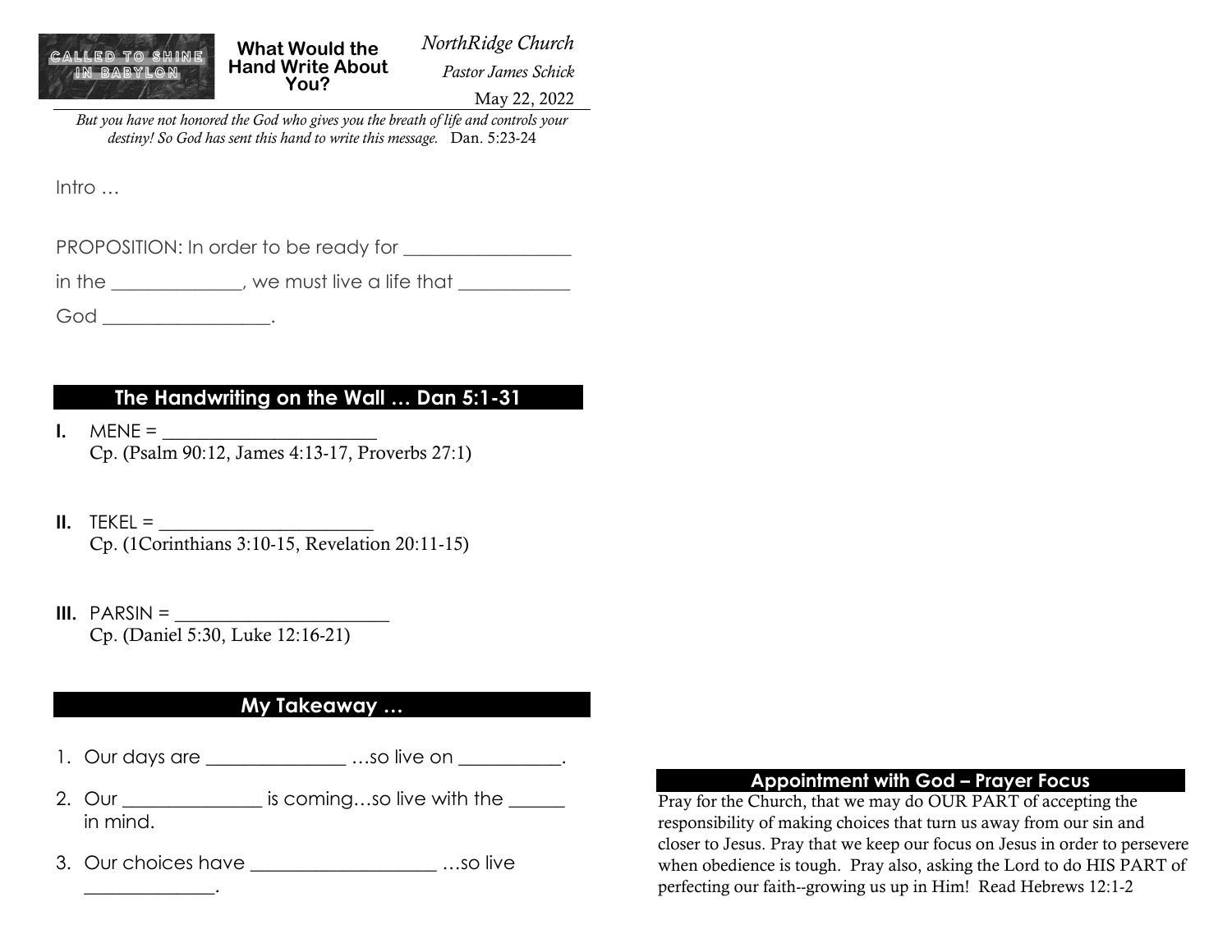**CALLED TO SHINE IN BABYLON**

# What Would the Hand Write About You?

*NorthRidge Church*

*Pastor James Schick*

May 22, 2022

*But you have not honored the God who gives you the breath of life and controls your destiny! So God has sent this hand to write this message.* Dan. 5:23-24

Intro …

PROPOSITION: In order to be ready for _________________ in the _____________, we must live a life that ___________ God _________________.

## The Handwriting on the Wall … Dan 5:1-31

**I.** MENE = _______________________
Cp. (Psalm 90:12, James 4:13-17, Proverbs 27:1)

**II.** TEKEL = _______________________
Cp. (1Corinthians 3:10-15, Revelation 20:11-15)

**III.** PARSIN = _______________________
Cp. (Daniel 5:30, Luke 12:16-21)

## My Takeaway …

1. Our days are ______________ …so live on __________.
2. Our ______________ is coming…so live with the ______ in mind.
3. Our choices have ___________________ …so live _____________.

## Appointment with God – Prayer Focus

Pray for the Church, that we may do OUR PART of accepting the responsibility of making choices that turn us away from our sin and closer to Jesus. Pray that we keep our focus on Jesus in order to persevere when obedience is tough. Pray also, asking the Lord to do HIS PART of perfecting our faith--growing us up in Him! Read Hebrews 12:1-2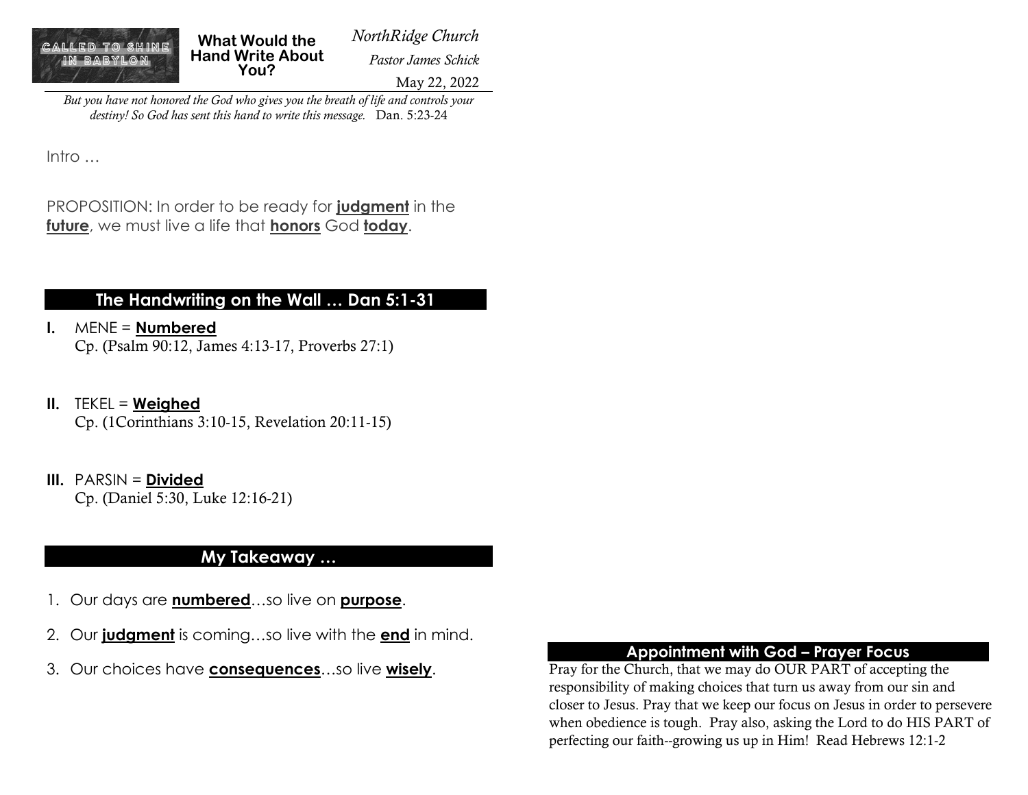CALLED TO SHINE IN BABYLON

**What Would the Hand Write About You?**

*NorthRidge Church*

*Pastor James Schick*

May 22, 2022

*But you have not honored the God who gives you the breath of life and controls your destiny! So God has sent this hand to write this message.* Dan. 5:23-24

Intro …

PROPOSITION: In order to be ready for **judgment** in the **future**, we must live a life that **honors** God **today**.

## The Handwriting on the Wall … Dan 5:1-31

**I.** MENE = **Numbered**
Cp. (Psalm 90:12, James 4:13-17, Proverbs 27:1)

**II.** TEKEL = **Weighed**
Cp. (1Corinthians 3:10-15, Revelation 20:11-15)

**III.** PARSIN = **Divided**
Cp. (Daniel 5:30, Luke 12:16-21)

## My Takeaway …

1. Our days are **numbered**…so live on **purpose**.
2. Our **judgment** is coming…so live with the **end** in mind.
3. Our choices have **consequences**…so live **wisely**.

## Appointment with God – Prayer Focus

Pray for the Church, that we may do OUR PART of accepting the responsibility of making choices that turn us away from our sin and closer to Jesus. Pray that we keep our focus on Jesus in order to persevere when obedience is tough. Pray also, asking the Lord to do HIS PART of perfecting our faith--growing us up in Him! Read Hebrews 12:1-2